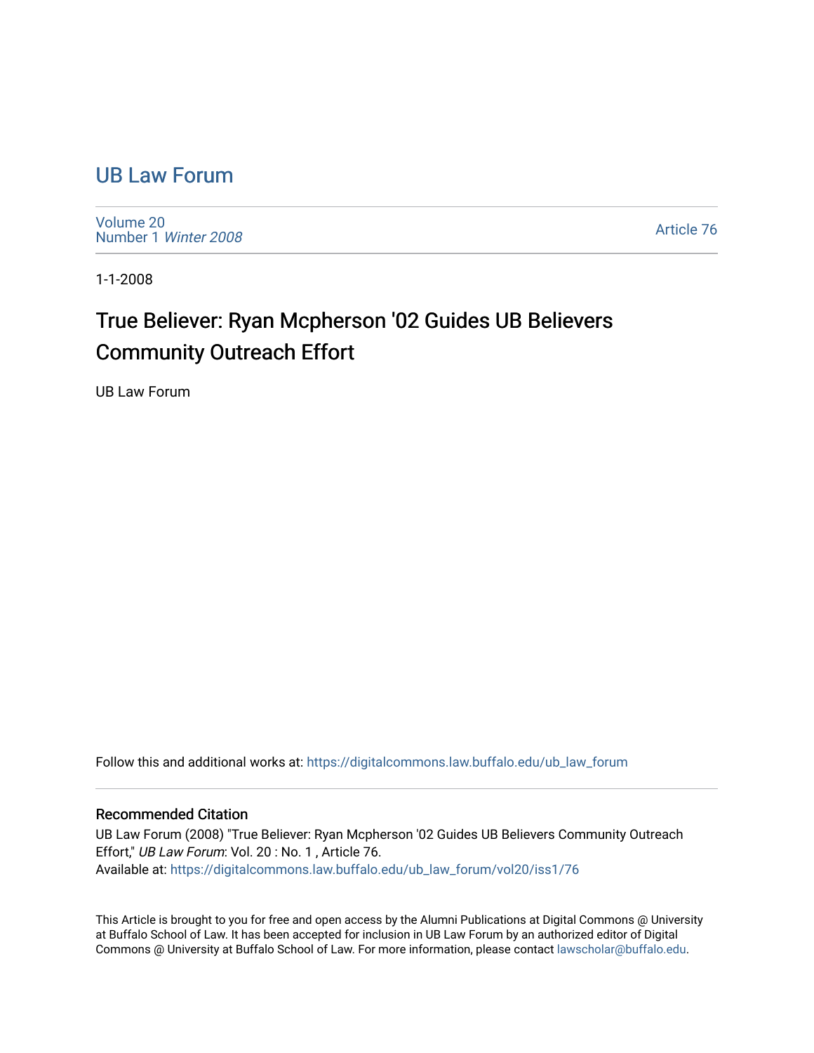# UB Law Forum

Volume 20
Number 1 *Winter 2008*

Article 76

1-1-2008

## True Believer: Ryan Mcpherson '02 Guides UB Believers Community Outreach Effort

UB Law Forum

Follow this and additional works at: https://digitalcommons.law.buffalo.edu/ub_law_forum

### Recommended Citation

UB Law Forum (2008) "True Believer: Ryan Mcpherson '02 Guides UB Believers Community Outreach Effort," *UB Law Forum*: Vol. 20 : No. 1 , Article 76.
Available at: https://digitalcommons.law.buffalo.edu/ub_law_forum/vol20/iss1/76

This Article is brought to you for free and open access by the Alumni Publications at Digital Commons @ University at Buffalo School of Law. It has been accepted for inclusion in UB Law Forum by an authorized editor of Digital Commons @ University at Buffalo School of Law. For more information, please contact lawscholar@buffalo.edu.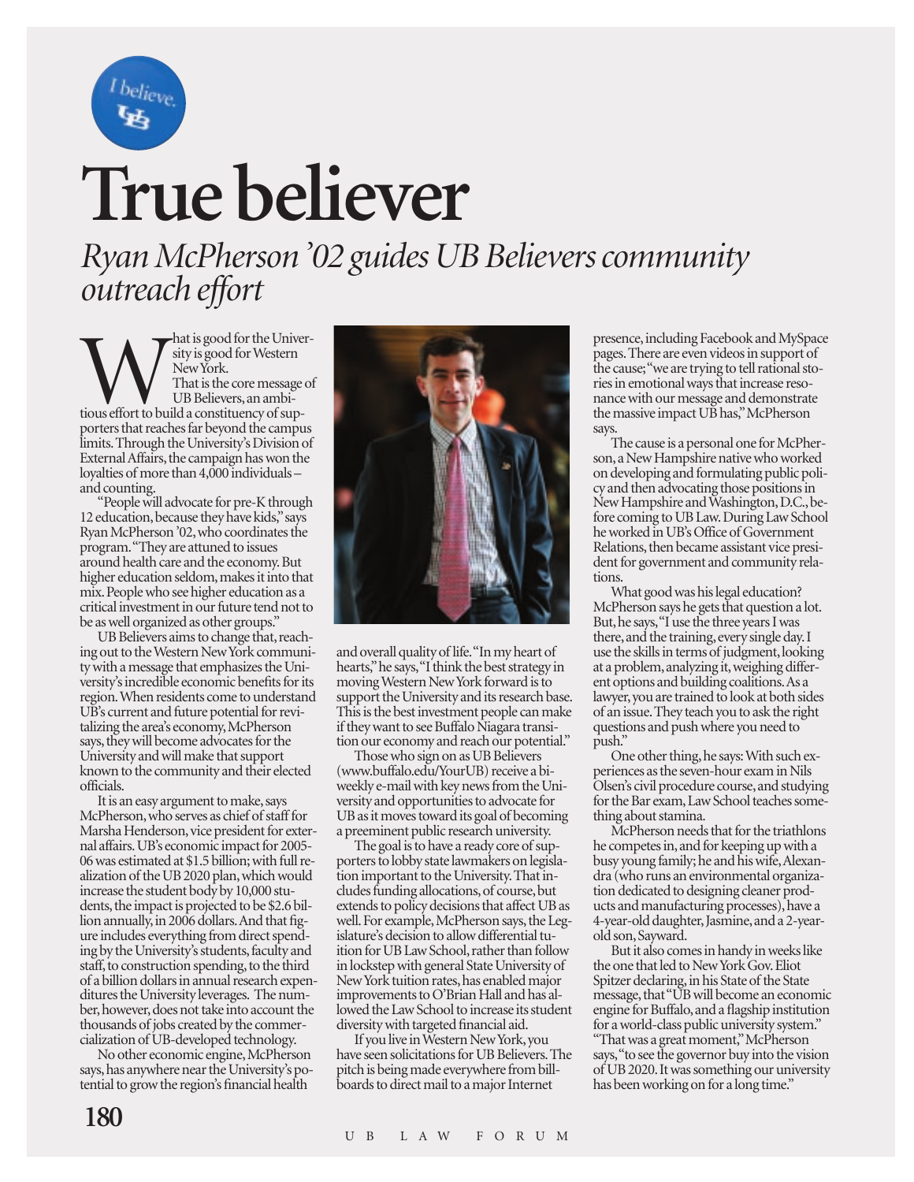I believe. UB

# True believer

## *Ryan McPherson '02 guides UB Believers community outreach effort*

What is good for the University is good for Western New York.

That is the core message of UB Believers, an ambitious effort to build a constituency of supporters that reaches far beyond the campus limits. Through the University's Division of External Affairs, the campaign has won the loyalties of more than 4,000 individuals – and counting.

"People will advocate for pre-K through 12 education, because they have kids," says Ryan McPherson '02, who coordinates the program. "They are attuned to issues around health care and the economy. But higher education seldom, makes it into that mix. People who see higher education as a critical investment in our future tend not to be as well organized as other groups."

UB Believers aims to change that, reaching out to the Western New York community with a message that emphasizes the University's incredible economic benefits for its region. When residents come to understand UB's current and future potential for revitalizing the area's economy, McPherson says, they will become advocates for the University and will make that support known to the community and their elected officials.

It is an easy argument to make, says McPherson, who serves as chief of staff for Marsha Henderson, vice president for external affairs. UB's economic impact for 2005-06 was estimated at $1.5 billion; with full realization of the UB 2020 plan, which would increase the student body by 10,000 students, the impact is projected to be $2.6 billion annually, in 2006 dollars. And that figure includes everything from direct spending by the University's students, faculty and staff, to construction spending, to the third of a billion dollars in annual research expenditures the University leverages. The number, however, does not take into account the thousands of jobs created by the commercialization of UB-developed technology.

No other economic engine, McPherson says, has anywhere near the University's potential to grow the region's financial health and overall quality of life. "In my heart of hearts," he says, "I think the best strategy in moving Western New York forward is to support the University and its research base. This is the best investment people can make if they want to see Buffalo Niagara transition our economy and reach our potential."

Those who sign on as UB Believers (www.buffalo.edu/YourUB) receive a bi-weekly e-mail with key news from the University and opportunities to advocate for UB as it moves toward its goal of becoming a preeminent public research university.

The goal is to have a ready core of supporters to lobby state lawmakers on legislation important to the University. That includes funding allocations, of course, but extends to policy decisions that affect UB as well. For example, McPherson says, the Legislature's decision to allow differential tuition for UB Law School, rather than follow in lockstep with general State University of New York tuition rates, has enabled major improvements to O'Brian Hall and has allowed the Law School to increase its student diversity with targeted financial aid.

If you live in Western New York, you have seen solicitations for UB Believers. The pitch is being made everywhere from billboards to direct mail to a major Internet presence, including Facebook and MySpace pages. There are even videos in support of the cause; "we are trying to tell rational stories in emotional ways that increase resonance with our message and demonstrate the massive impact UB has," McPherson says.

The cause is a personal one for McPherson, a New Hampshire native who worked on developing and formulating public policy and then advocating those positions in New Hampshire and Washington, D.C., before coming to UB Law. During Law School he worked in UB's Office of Government Relations, then became assistant vice president for government and community relations.

What good was his legal education? McPherson says he gets that question a lot. But, he says, "I use the three years I was there, and the training, every single day. I use the skills in terms of judgment, looking at a problem, analyzing it, weighing different options and building coalitions. As a lawyer, you are trained to look at both sides of an issue. They teach you to ask the right questions and push where you need to push."

One other thing, he says: With such experiences as the seven-hour exam in Nils Olsen's civil procedure course, and studying for the Bar exam, Law School teaches something about stamina.

McPherson needs that for the triathlons he competes in, and for keeping up with a busy young family; he and his wife, Alexandra (who runs an environmental organization dedicated to designing cleaner products and manufacturing processes), have a 4-year-old daughter, Jasmine, and a 2-year-old son, Sayward.

But it also comes in handy in weeks like the one that led to New York Gov. Eliot Spitzer declaring, in his State of the State message, that "UB will become an economic engine for Buffalo, and a flagship institution for a world-class public university system." "That was a great moment," McPherson says, "to see the governor buy into the vision of UB 2020. It was something our university has been working on for a long time."